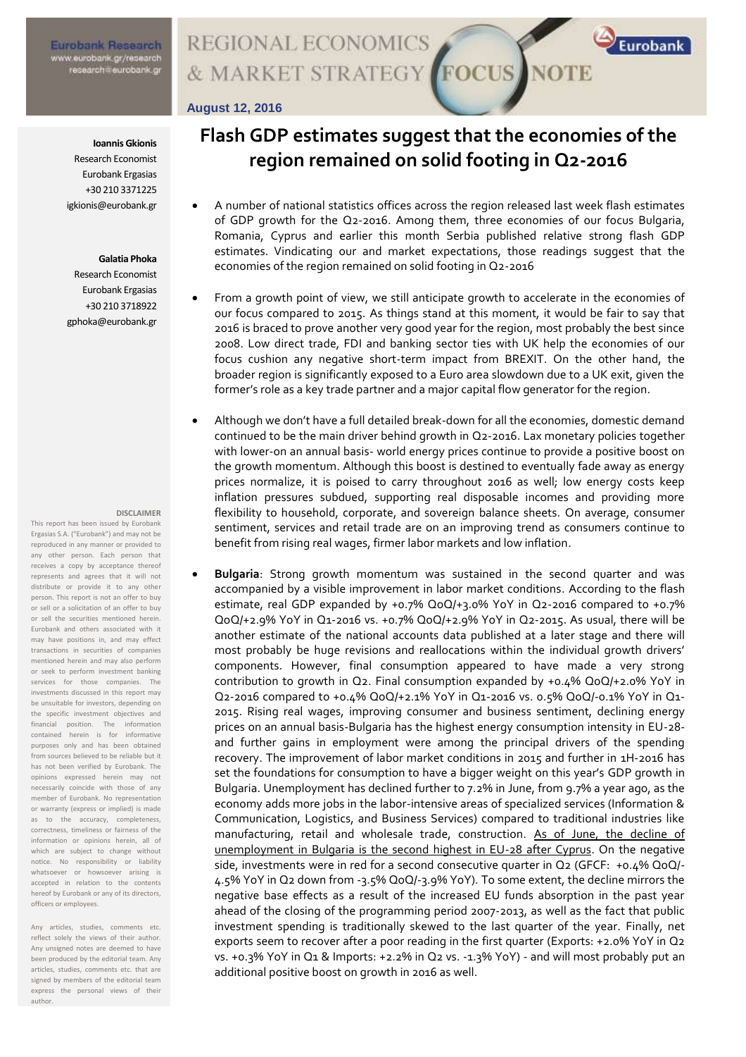Eurobank Research
www.eurobank.gr/research
research@eurobank.gr

REGIONAL ECONOMICS & MARKET STRATEGY FOCUS NOTE

**August 12, 2016**

**Ioannis Gkionis**
Research Economist
Eurobank Ergasias
+30 210 3371225
igkionis@eurobank.gr

**Galatia Phoka**
Research Economist
Eurobank Ergasias
+30 210 3718922
gphoka@eurobank.gr

**DISCLAIMER**

This report has been issued by Eurobank Ergasias S.A. ("Eurobank") and may not be reproduced in any manner or provided to any other person. Each person that receives a copy by acceptance thereof represents and agrees that it will not distribute or provide it to any other person. This report is not an offer to buy or sell or a solicitation of an offer to buy or sell the securities mentioned herein. Eurobank and others associated with it may have positions in, and may effect transactions in securities of companies mentioned herein and may also perform or seek to perform investment banking services for those companies. The investments discussed in this report may be unsuitable for investors, depending on the specific investment objectives and financial position. The information contained herein is for informative purposes only and has been obtained from sources believed to be reliable but it has not been verified by Eurobank. The opinions expressed herein may not necessarily coincide with those of any member of Eurobank. No representation or warranty (express or implied) is made as to the accuracy, completeness, correctness, timeliness or fairness of the information or opinions herein, all of which are subject to change without notice. No responsibility or liability whatsoever or howsoever arising is accepted in relation to the contents hereof by Eurobank or any of its directors, officers or employees.

Any articles, studies, comments etc. reflect solely the views of their author. Any unsigned notes are deemed to have been produced by the editorial team. Any articles, studies, comments etc. that are signed by members of the editorial team express the personal views of their author.

# Flash GDP estimates suggest that the economies of the region remained on solid footing in Q2-2016

- A number of national statistics offices across the region released last week flash estimates of GDP growth for the Q2-2016. Among them, three economies of our focus Bulgaria, Romania, Cyprus and earlier this month Serbia published relative strong flash GDP estimates. Vindicating our and market expectations, those readings suggest that the economies of the region remained on solid footing in Q2-2016

- From a growth point of view, we still anticipate growth to accelerate in the economies of our focus compared to 2015. As things stand at this moment, it would be fair to say that 2016 is braced to prove another very good year for the region, most probably the best since 2008. Low direct trade, FDI and banking sector ties with UK help the economies of our focus cushion any negative short-term impact from BREXIT. On the other hand, the broader region is significantly exposed to a Euro area slowdown due to a UK exit, given the former's role as a key trade partner and a major capital flow generator for the region.

- Although we don't have a full detailed break-down for all the economies, domestic demand continued to be the main driver behind growth in Q2-2016. Lax monetary policies together with lower-on an annual basis- world energy prices continue to provide a positive boost on the growth momentum. Although this boost is destined to eventually fade away as energy prices normalize, it is poised to carry throughout 2016 as well; low energy costs keep inflation pressures subdued, supporting real disposable incomes and providing more flexibility to household, corporate, and sovereign balance sheets. On average, consumer sentiment, services and retail trade are on an improving trend as consumers continue to benefit from rising real wages, firmer labor markets and low inflation.

- **Bulgaria**: Strong growth momentum was sustained in the second quarter and was accompanied by a visible improvement in labor market conditions. According to the flash estimate, real GDP expanded by +0.7% QoQ/+3.0% YoY in Q2-2016 compared to +0.7% QoQ/+2.9% YoY in Q1-2016 vs. +0.7% QoQ/+2.9% YoY in Q2-2015. As usual, there will be another estimate of the national accounts data published at a later stage and there will most probably be huge revisions and reallocations within the individual growth drivers' components. However, final consumption appeared to have made a very strong contribution to growth in Q2. Final consumption expanded by +0.4% QoQ/+2.0% YoY in Q2-2016 compared to +0.4% QoQ/+2.1% YoY in Q1-2016 vs. 0.5% QoQ/-0.1% YoY in Q1-2015. Rising real wages, improving consumer and business sentiment, declining energy prices on an annual basis-Bulgaria has the highest energy consumption intensity in EU-28- and further gains in employment were among the principal drivers of the spending recovery. The improvement of labor market conditions in 2015 and further in 1H-2016 has set the foundations for consumption to have a bigger weight on this year's GDP growth in Bulgaria. Unemployment has declined further to 7.2% in June, from 9.7% a year ago, as the economy adds more jobs in the labor-intensive areas of specialized services (Information & Communication, Logistics, and Business Services) compared to traditional industries like manufacturing, retail and wholesale trade, construction. As of June, the decline of unemployment in Bulgaria is the second highest in EU-28 after Cyprus. On the negative side, investments were in red for a second consecutive quarter in Q2 (GFCF: +0.4% QoQ/-4.5% YoY in Q2 down from -3.5% QoQ/-3.9% YoY). To some extent, the decline mirrors the negative base effects as a result of the increased EU funds absorption in the past year ahead of the closing of the programming period 2007-2013, as well as the fact that public investment spending is traditionally skewed to the last quarter of the year. Finally, net exports seem to recover after a poor reading in the first quarter (Exports: +2.0% YoY in Q2 vs. +0.3% YoY in Q1 & Imports: +2.2% in Q2 vs. -1.3% YoY) - and will most probably put an additional positive boost on growth in 2016 as well.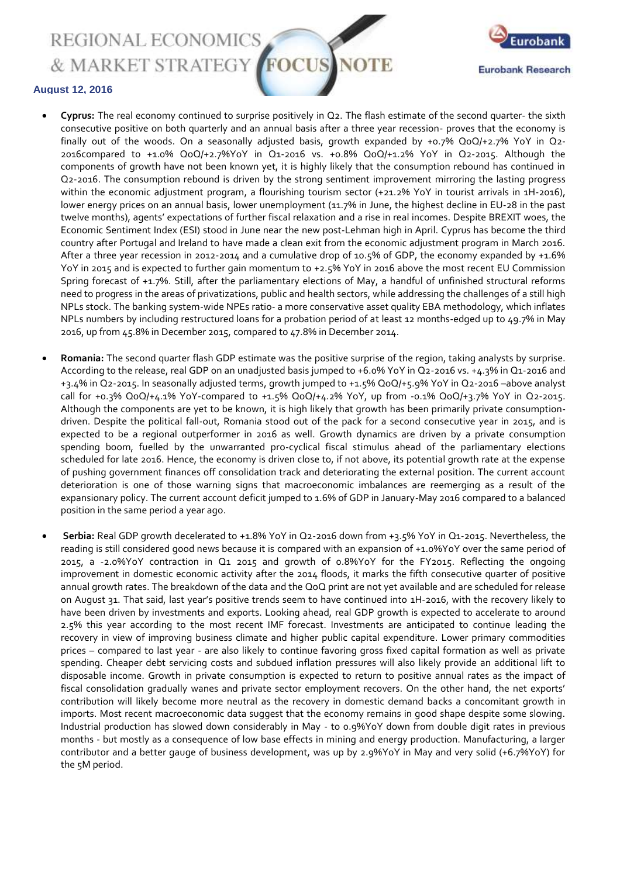- **Cyprus:** The real economy continued to surprise positively in Q2. The flash estimate of the second quarter- the sixth consecutive positive on both quarterly and an annual basis after a three year recession- proves that the economy is finally out of the woods. On a seasonally adjusted basis, growth expanded by +0.7% QoQ/+2.7% YoY in Q2-2016compared to +1.0% QoQ/+2.7%YoY in Q1-2016 vs. +0.8% QoQ/+1.2% YoY in Q2-2015. Although the components of growth have not been known yet, it is highly likely that the consumption rebound has continued in Q2-2016. The consumption rebound is driven by the strong sentiment improvement mirroring the lasting progress within the economic adjustment program, a flourishing tourism sector (+21.2% YoY in tourist arrivals in 1H-2016), lower energy prices on an annual basis, lower unemployment (11.7% in June, the highest decline in EU-28 in the past twelve months), agents' expectations of further fiscal relaxation and a rise in real incomes. Despite BREXIT woes, the Economic Sentiment Index (ESI) stood in June near the new post-Lehman high in April. Cyprus has become the third country after Portugal and Ireland to have made a clean exit from the economic adjustment program in March 2016. After a three year recession in 2012-2014 and a cumulative drop of 10.5% of GDP, the economy expanded by +1.6% YoY in 2015 and is expected to further gain momentum to +2.5% YoY in 2016 above the most recent EU Commission Spring forecast of +1.7%. Still, after the parliamentary elections of May, a handful of unfinished structural reforms need to progress in the areas of privatizations, public and health sectors, while addressing the challenges of a still high NPLs stock. The banking system-wide NPEs ratio- a more conservative asset quality EBA methodology, which inflates NPLs numbers by including restructured loans for a probation period of at least 12 months-edged up to 49.7% in May 2016, up from 45.8% in December 2015, compared to 47.8% in December 2014.

- **Romania:** The second quarter flash GDP estimate was the positive surprise of the region, taking analysts by surprise. According to the release, real GDP on an unadjusted basis jumped to +6.0% YoY in Q2-2016 vs. +4.3% in Q1-2016 and +3.4% in Q2-2015. In seasonally adjusted terms, growth jumped to +1.5% QoQ/+5.9% YoY in Q2-2016 –above analyst call for +0.3% QoQ/+4.1% YoY-compared to +1.5% QoQ/+4.2% YoY, up from -0.1% QoQ/+3.7% YoY in Q2-2015. Although the components are yet to be known, it is high likely that growth has been primarily private consumption-driven. Despite the political fall-out, Romania stood out of the pack for a second consecutive year in 2015, and is expected to be a regional outperformer in 2016 as well. Growth dynamics are driven by a private consumption spending boom, fuelled by the unwarranted pro-cyclical fiscal stimulus ahead of the parliamentary elections scheduled for late 2016. Hence, the economy is driven close to, if not above, its potential growth rate at the expense of pushing government finances off consolidation track and deteriorating the external position. The current account deterioration is one of those warning signs that macroeconomic imbalances are reemerging as a result of the expansionary policy. The current account deficit jumped to 1.6% of GDP in January-May 2016 compared to a balanced position in the same period a year ago.

- **Serbia:** Real GDP growth decelerated to +1.8% YoY in Q2-2016 down from +3.5% YoY in Q1-2015. Nevertheless, the reading is still considered good news because it is compared with an expansion of +1.0%YoY over the same period of 2015, a -2.0%YoY contraction in Q1 2015 and growth of 0.8%YoY for the FY2015. Reflecting the ongoing improvement in domestic economic activity after the 2014 floods, it marks the fifth consecutive quarter of positive annual growth rates. The breakdown of the data and the QoQ print are not yet available and are scheduled for release on August 31. That said, last year's positive trends seem to have continued into 1H-2016, with the recovery likely to have been driven by investments and exports. Looking ahead, real GDP growth is expected to accelerate to around 2.5% this year according to the most recent IMF forecast. Investments are anticipated to continue leading the recovery in view of improving business climate and higher public capital expenditure. Lower primary commodities prices – compared to last year - are also likely to continue favoring gross fixed capital formation as well as private spending. Cheaper debt servicing costs and subdued inflation pressures will also likely provide an additional lift to disposable income. Growth in private consumption is expected to return to positive annual rates as the impact of fiscal consolidation gradually wanes and private sector employment recovers. On the other hand, the net exports' contribution will likely become more neutral as the recovery in domestic demand backs a concomitant growth in imports. Most recent macroeconomic data suggest that the economy remains in good shape despite some slowing. Industrial production has slowed down considerably in May - to 0.9%YoY down from double digit rates in previous months - but mostly as a consequence of low base effects in mining and energy production. Manufacturing, a larger contributor and a better gauge of business development, was up by 2.9%YoY in May and very solid (+6.7%YoY) for the 5M period.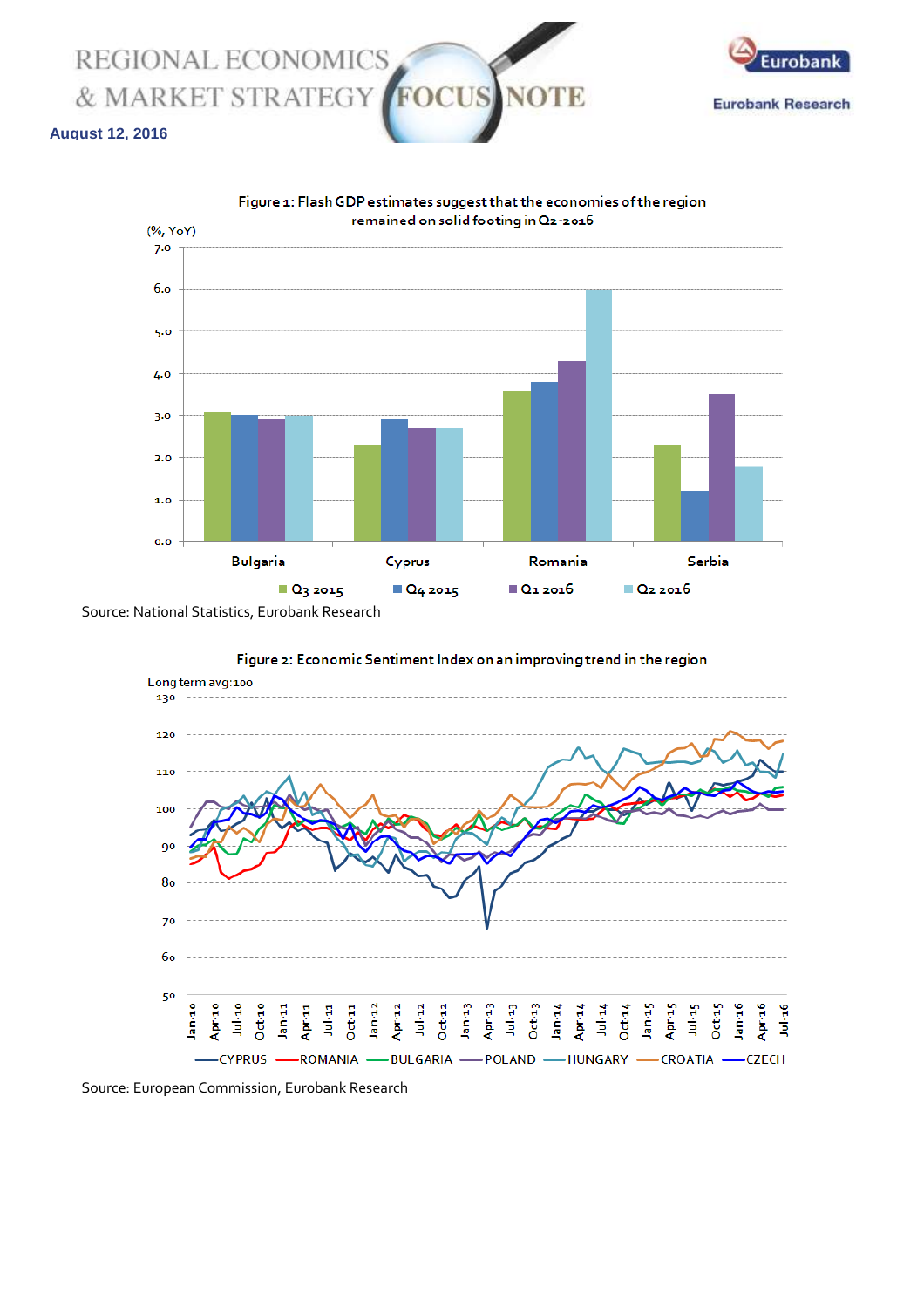Figure 1: Flash GDP estimates suggest that the economies of the region remained on solid footing in Q2-2016

Source: National Statistics, Eurobank Research

Figure 2: Economic Sentiment Index on an improving trend in the region

Source: European Commission, Eurobank Research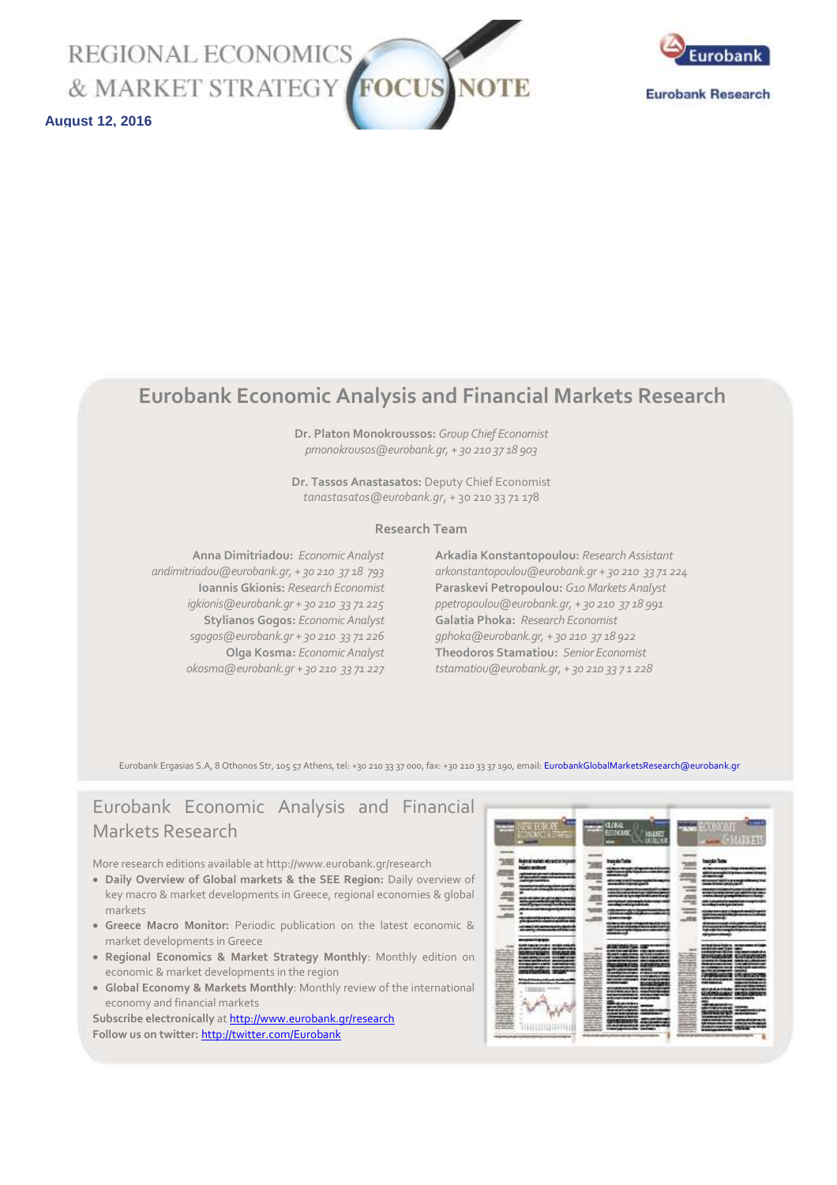August 12, 2016

## Eurobank Economic Analysis and Financial Markets Research

**Dr. Platon Monokroussos:** *Group Chief Economist*
*pmonokrousos@eurobank.gr, + 30 210 37 18 903*

**Dr. Tassos Anastasatos:** Deputy Chief Economist
*tanastasatos@eurobank.gr*, + 30 210 33 71 178

### Research Team

**Anna Dimitriadou:** *Economic Analyst*
*andimitriadou@eurobank.gr, + 30 210 37 18 793*
**Ioannis Gkionis:** *Research Economist*
*igkionis@eurobank.gr + 30 210 33 71 225*
**Stylianos Gogos:** *Economic Analyst*
*sgogos@eurobank.gr + 30 210 33 71 226*
**Olga Kosma:** *Economic Analyst*
*okosma@eurobank.gr + 30 210 33 71 227*

**Arkadia Konstantopoulou:** *Research Assistant*
*arkonstantopoulou@eurobank.gr + 30 210 33 71 224*
**Paraskevi Petropoulou:** *G10 Markets Analyst*
*ppetropoulou@eurobank.gr, + 30 210 37 18 991*
**Galatia Phoka:** *Research Economist*
*gphoka@eurobank.gr, + 30 210 37 18 922*
**Theodoros Stamatiou:** *Senior Economist*
*tstamatiou@eurobank.gr, + 30 210 33 7 1 228*

Eurobank Ergasias S.A, 8 Othonos Str, 105 57 Athens, tel: +30 210 33 37 000, fax: +30 210 33 37 190, email: EurobankGlobalMarketsResearch@eurobank.gr

## Eurobank Economic Analysis and Financial Markets Research

More research editions available at http://www.eurobank.gr/research

- **Daily Overview of Global markets & the SEE Region:** Daily overview of key macro & market developments in Greece, regional economies & global markets
- **Greece Macro Monitor:** Periodic publication on the latest economic & market developments in Greece
- **Regional Economics & Market Strategy Monthly**: Monthly edition on economic & market developments in the region
- **Global Economy & Markets Monthly**: Monthly review of the international economy and financial markets

**Subscribe electronically** at http://www.eurobank.gr/research
**Follow us on twitter:** http://twitter.com/Eurobank